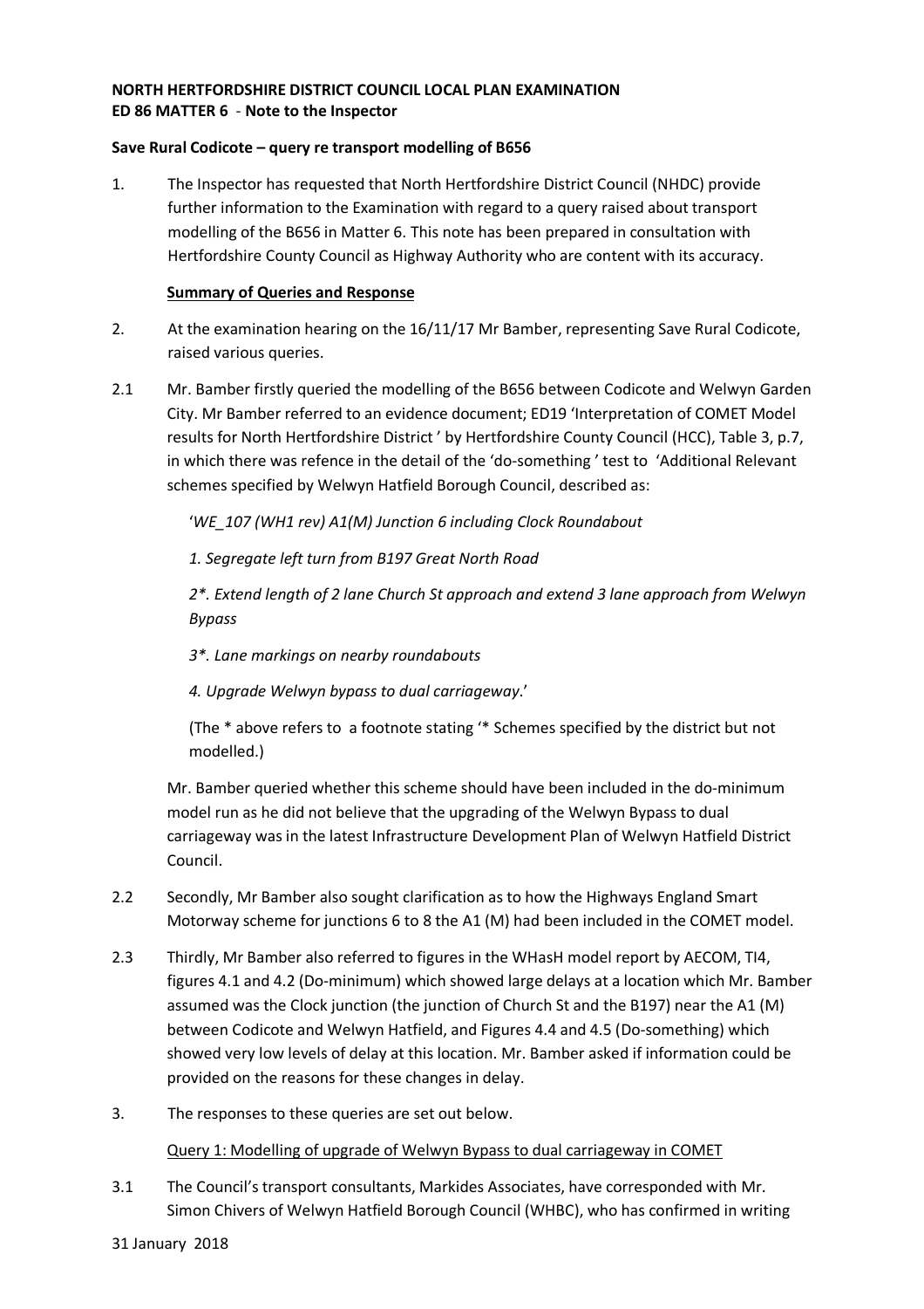**NORTH HERTFORDSHIRE DISTRICT COUNCIL LOCAL PLAN EXAMINATION**
**ED 86 MATTER 6** - **Note to the Inspector**

**Save Rural Codicote – query re transport modelling of B656**

1. The Inspector has requested that North Hertfordshire District Council (NHDC) provide further information to the Examination with regard to a query raised about transport modelling of the B656 in Matter 6. This note has been prepared in consultation with Hertfordshire County Council as Highway Authority who are content with its accuracy.

**Summary of Queries and Response**

2. At the examination hearing on the 16/11/17 Mr Bamber, representing Save Rural Codicote, raised various queries.

2.1 Mr. Bamber firstly queried the modelling of the B656 between Codicote and Welwyn Garden City. Mr Bamber referred to an evidence document; ED19 'Interpretation of COMET Model results for North Hertfordshire District ' by Hertfordshire County Council (HCC), Table 3, p.7, in which there was refence in the detail of the 'do-something ' test to 'Additional Relevant schemes specified by Welwyn Hatfield Borough Council, described as:

'*WE_107 (WH1 rev) A1(M) Junction 6 including Clock Roundabout*

*1. Segregate left turn from B197 Great North Road*

*2*. Extend length of 2 lane Church St approach and extend 3 lane approach from Welwyn Bypass*

*3*. Lane markings on nearby roundabouts*

*4. Upgrade Welwyn bypass to dual carriageway*.'

(The * above refers to a footnote stating '* Schemes specified by the district but not modelled.)

Mr. Bamber queried whether this scheme should have been included in the do-minimum model run as he did not believe that the upgrading of the Welwyn Bypass to dual carriageway was in the latest Infrastructure Development Plan of Welwyn Hatfield District Council.

2.2 Secondly, Mr Bamber also sought clarification as to how the Highways England Smart Motorway scheme for junctions 6 to 8 the A1 (M) had been included in the COMET model.

2.3 Thirdly, Mr Bamber also referred to figures in the WHasH model report by AECOM, TI4, figures 4.1 and 4.2 (Do-minimum) which showed large delays at a location which Mr. Bamber assumed was the Clock junction (the junction of Church St and the B197) near the A1 (M) between Codicote and Welwyn Hatfield, and Figures 4.4 and 4.5 (Do-something) which showed very low levels of delay at this location. Mr. Bamber asked if information could be provided on the reasons for these changes in delay.

3. The responses to these queries are set out below.

<u>Query 1: Modelling of upgrade of Welwyn Bypass to dual carriageway in COMET</u>

3.1 The Council's transport consultants, Markides Associates, have corresponded with Mr. Simon Chivers of Welwyn Hatfield Borough Council (WHBC), who has confirmed in writing

31 January 2018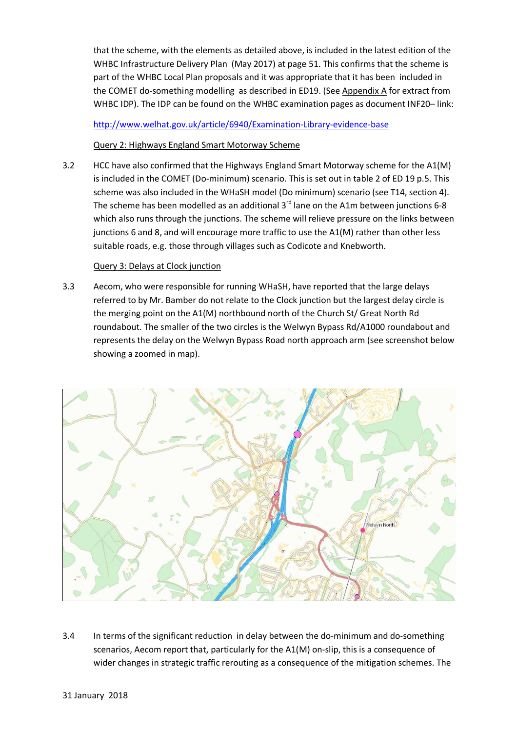that the scheme, with the elements as detailed above, is included in the latest edition of the WHBC Infrastructure Delivery Plan (May 2017) at page 51. This confirms that the scheme is part of the WHBC Local Plan proposals and it was appropriate that it has been included in the COMET do-something modelling as described in ED19. (See Appendix A for extract from WHBC IDP). The IDP can be found on the WHBC examination pages as document INF20– link:

http://www.welhat.gov.uk/article/6940/Examination-Library-evidence-base

Query 2: Highways England Smart Motorway Scheme

3.2 HCC have also confirmed that the Highways England Smart Motorway scheme for the A1(M) is included in the COMET (Do-minimum) scenario. This is set out in table 2 of ED 19 p.5. This scheme was also included in the WHaSH model (Do minimum) scenario (see T14, section 4). The scheme has been modelled as an additional 3rd lane on the A1m between junctions 6-8 which also runs through the junctions. The scheme will relieve pressure on the links between junctions 6 and 8, and will encourage more traffic to use the A1(M) rather than other less suitable roads, e.g. those through villages such as Codicote and Knebworth.

Query 3: Delays at Clock junction

3.3 Aecom, who were responsible for running WHaSH, have reported that the large delays referred to by Mr. Bamber do not relate to the Clock junction but the largest delay circle is the merging point on the A1(M) northbound north of the Church St/ Great North Rd roundabout. The smaller of the two circles is the Welwyn Bypass Rd/A1000 roundabout and represents the delay on the Welwyn Bypass Road north approach arm (see screenshot below showing a zoomed in map).

3.4 In terms of the significant reduction in delay between the do-minimum and do-something scenarios, Aecom report that, particularly for the A1(M) on-slip, this is a consequence of wider changes in strategic traffic rerouting as a consequence of the mitigation schemes. The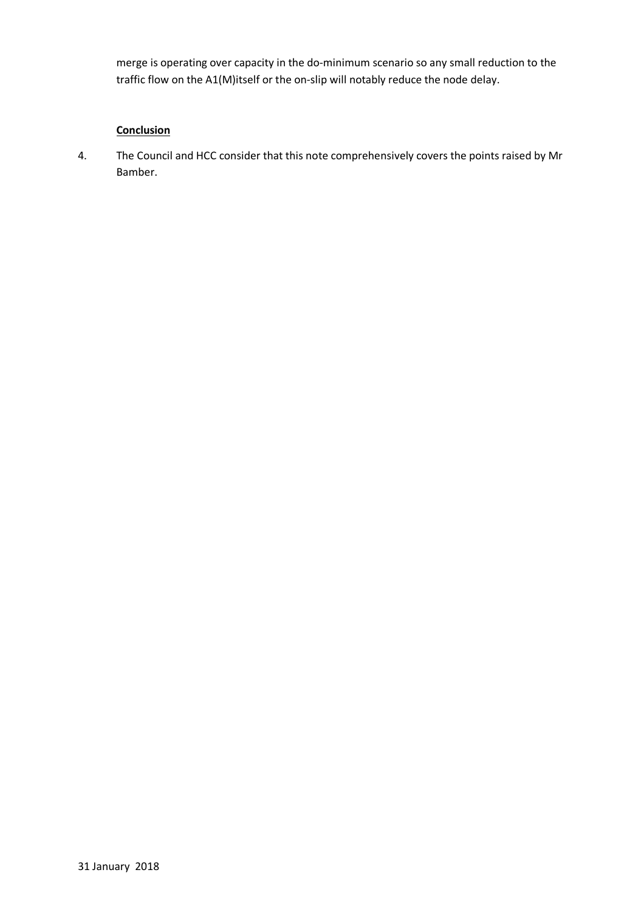merge is operating over capacity in the do-minimum scenario so any small reduction to the traffic flow on the A1(M)itself or the on-slip will notably reduce the node delay.

**<u>Conclusion</u>**

4. The Council and HCC consider that this note comprehensively covers the points raised by Mr Bamber.

31 January 2018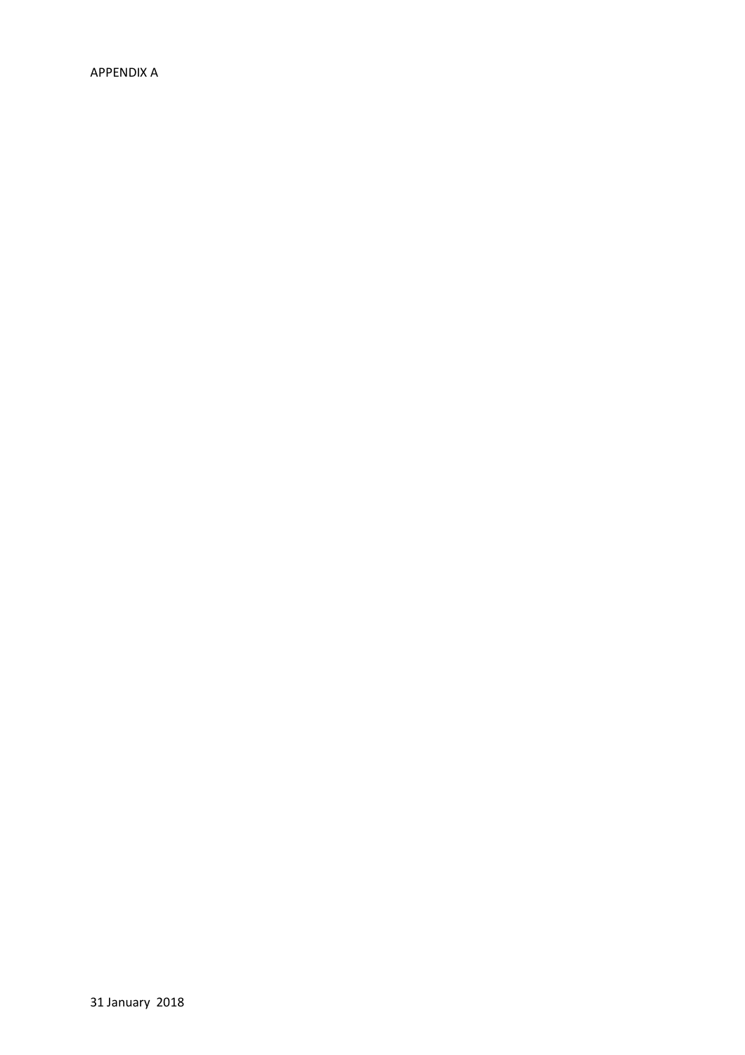APPENDIX A

31 January 2018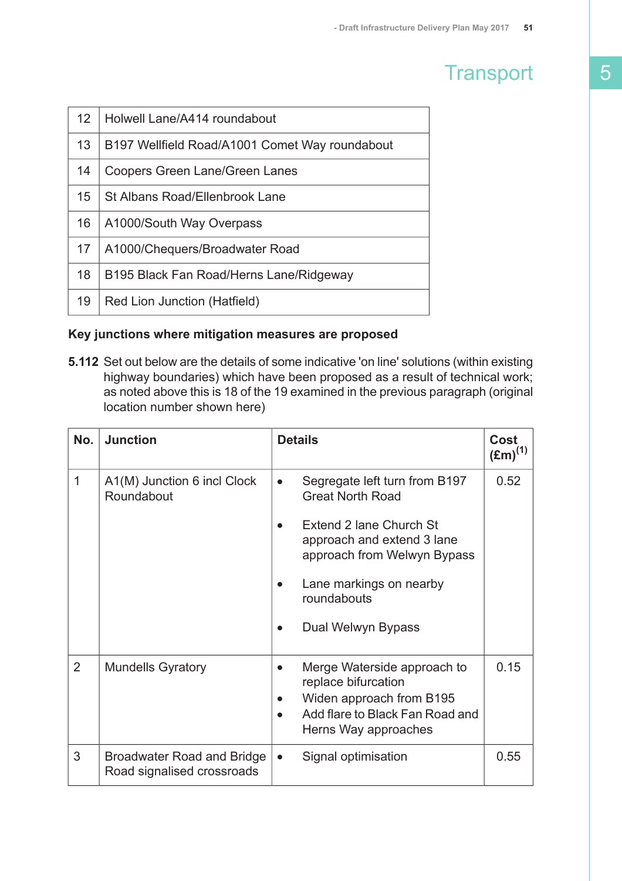# Transport

| | |
|---|---|
| 12 | Holwell Lane/A414 roundabout |
| 13 | B197 Wellfield Road/A1001 Comet Way roundabout |
| 14 | Coopers Green Lane/Green Lanes |
| 15 | St Albans Road/Ellenbrook Lane |
| 16 | A1000/South Way Overpass |
| 17 | A1000/Chequers/Broadwater Road |
| 18 | B195 Black Fan Road/Herns Lane/Ridgeway |
| 19 | Red Lion Junction (Hatfield) |

**Key junctions where mitigation measures are proposed**

**5.112** Set out below are the details of some indicative 'on line' solutions (within existing highway boundaries) which have been proposed as a result of technical work; as noted above this is 18 of the 19 examined in the previous paragraph (original location number shown here)

| No. | Junction | Details | Cost (£m)[1] |
|---|---|---|---|
| 1 | A1(M) Junction 6 incl Clock Roundabout | • Segregate left turn from B197 Great North Road<br>• Extend 2 lane Church St approach and extend 3 lane approach from Welwyn Bypass<br>• Lane markings on nearby roundabouts<br>• Dual Welwyn Bypass | 0.52 |
| 2 | Mundells Gyratory | • Merge Waterside approach to replace bifurcation<br>• Widen approach from B195<br>• Add flare to Black Fan Road and Herns Way approaches | 0.15 |
| 3 | Broadwater Road and Bridge Road signalised crossroads | • Signal optimisation | 0.55 |